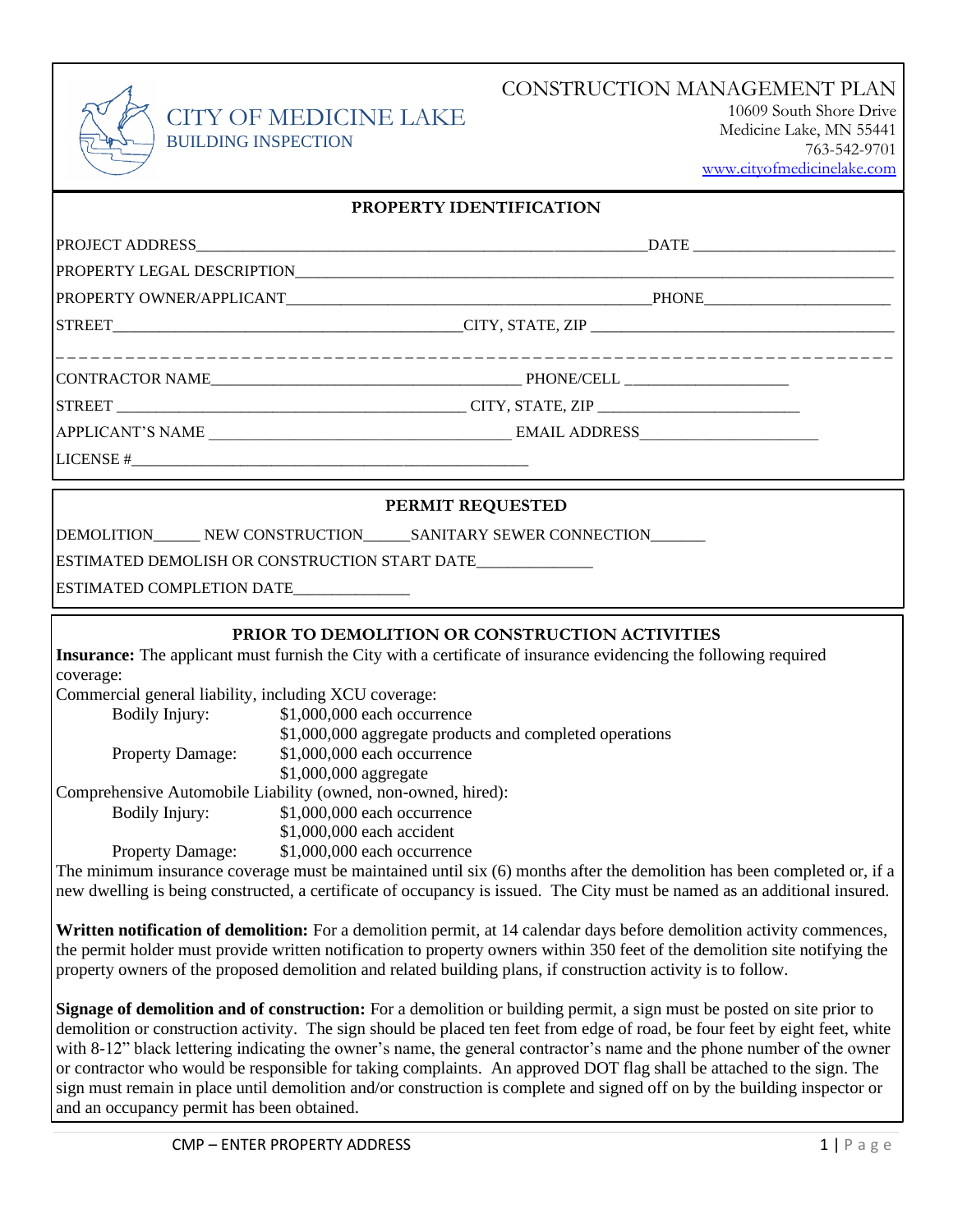CITY OF MEDICINE LAKE
BUILDING INSPECTION

# CONSTRUCTION MANAGEMENT PLAN

10609 South Shore Drive
Medicine Lake, MN 55441
763-542-9701
www.cityofmedicinelake.com

## PROPERTY IDENTIFICATION

PROJECT ADDRESS_______________________________________________________DATE _________________________

PROPERTY LEGAL DESCRIPTION_______________________________________________________________________________

PROPERTY OWNER/APPLICANT____________________________________________PHONE_______________________

STREET____________________________________________CITY, STATE, ZIP _____________________________________

- - - - - - - - - - - - - - - - - - - - - - - - - - - - - - - - - - - - - - - - - - - - - - - - - - - - - - - - - - - - - - - - - -

CONTRACTOR NAME_____________________________________ PHONE/CELL ____________________

STREET ___________________________________________ CITY, STATE, ZIP _________________________

APPLICANT'S NAME _____________________________________ EMAIL ADDRESS______________________

LICENSE #___________________________________________________

## PERMIT REQUESTED

DEMOLITION______ NEW CONSTRUCTION______SANITARY SEWER CONNECTION_______

ESTIMATED DEMOLISH OR CONSTRUCTION START DATE______________

ESTIMATED COMPLETION DATE______________

## PRIOR TO DEMOLITION OR CONSTRUCTION ACTIVITIES

**Insurance:** The applicant must furnish the City with a certificate of insurance evidencing the following required coverage:

Commercial general liability, including XCU coverage:

| | |
|---|---|
| Bodily Injury: | $1,000,000 each occurrence |
| | $1,000,000 aggregate products and completed operations |
| Property Damage: | $1,000,000 each occurrence |
| | $1,000,000 aggregate |

Comprehensive Automobile Liability (owned, non-owned, hired):

| | |
|---|---|
| Bodily Injury: | $1,000,000 each occurrence |
| | $1,000,000 each accident |
| Property Damage: | $1,000,000 each occurrence |

The minimum insurance coverage must be maintained until six (6) months after the demolition has been completed or, if a new dwelling is being constructed, a certificate of occupancy is issued. The City must be named as an additional insured.

**Written notification of demolition:** For a demolition permit, at 14 calendar days before demolition activity commences, the permit holder must provide written notification to property owners within 350 feet of the demolition site notifying the property owners of the proposed demolition and related building plans, if construction activity is to follow.

**Signage of demolition and of construction:** For a demolition or building permit, a sign must be posted on site prior to demolition or construction activity. The sign should be placed ten feet from edge of road, be four feet by eight feet, white with 8-12" black lettering indicating the owner's name, the general contractor's name and the phone number of the owner or contractor who would be responsible for taking complaints. An approved DOT flag shall be attached to the sign. The sign must remain in place until demolition and/or construction is complete and signed off on by the building inspector or and an occupancy permit has been obtained.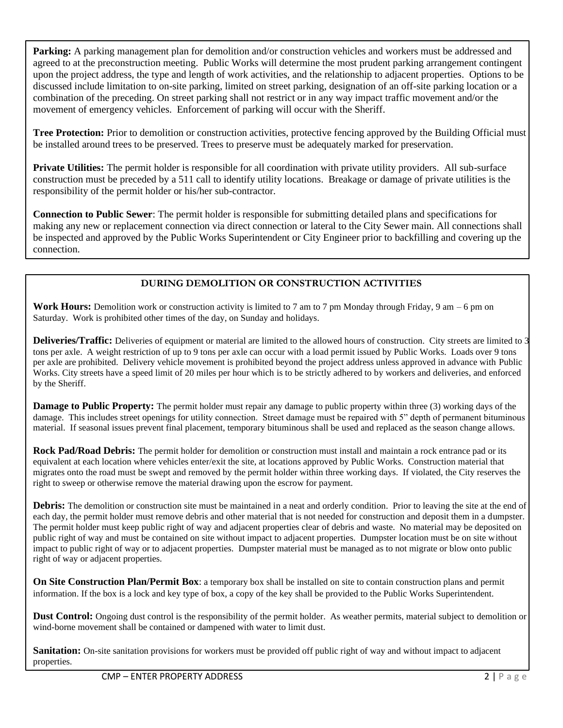**Parking:** A parking management plan for demolition and/or construction vehicles and workers must be addressed and agreed to at the preconstruction meeting. Public Works will determine the most prudent parking arrangement contingent upon the project address, the type and length of work activities, and the relationship to adjacent properties. Options to be discussed include limitation to on-site parking, limited on street parking, designation of an off-site parking location or a combination of the preceding. On street parking shall not restrict or in any way impact traffic movement and/or the movement of emergency vehicles. Enforcement of parking will occur with the Sheriff.

**Tree Protection:** Prior to demolition or construction activities, protective fencing approved by the Building Official must be installed around trees to be preserved. Trees to preserve must be adequately marked for preservation.

**Private Utilities:** The permit holder is responsible for all coordination with private utility providers. All sub-surface construction must be preceded by a 511 call to identify utility locations. Breakage or damage of private utilities is the responsibility of the permit holder or his/her sub-contractor.

**Connection to Public Sewer**: The permit holder is responsible for submitting detailed plans and specifications for making any new or replacement connection via direct connection or lateral to the City Sewer main. All connections shall be inspected and approved by the Public Works Superintendent or City Engineer prior to backfilling and covering up the connection.

## DURING DEMOLITION OR CONSTRUCTION ACTIVITIES

**Work Hours:** Demolition work or construction activity is limited to 7 am to 7 pm Monday through Friday, 9 am – 6 pm on Saturday. Work is prohibited other times of the day, on Sunday and holidays.

**Deliveries/Traffic:** Deliveries of equipment or material are limited to the allowed hours of construction. City streets are limited to 3 tons per axle. A weight restriction of up to 9 tons per axle can occur with a load permit issued by Public Works. Loads over 9 tons per axle are prohibited. Delivery vehicle movement is prohibited beyond the project address unless approved in advance with Public Works. City streets have a speed limit of 20 miles per hour which is to be strictly adhered to by workers and deliveries, and enforced by the Sheriff.

**Damage to Public Property:** The permit holder must repair any damage to public property within three (3) working days of the damage. This includes street openings for utility connection. Street damage must be repaired with 5" depth of permanent bituminous material. If seasonal issues prevent final placement, temporary bituminous shall be used and replaced as the season change allows.

**Rock Pad/Road Debris:** The permit holder for demolition or construction must install and maintain a rock entrance pad or its equivalent at each location where vehicles enter/exit the site, at locations approved by Public Works. Construction material that migrates onto the road must be swept and removed by the permit holder within three working days. If violated, the City reserves the right to sweep or otherwise remove the material drawing upon the escrow for payment.

**Debris:** The demolition or construction site must be maintained in a neat and orderly condition. Prior to leaving the site at the end of each day, the permit holder must remove debris and other material that is not needed for construction and deposit them in a dumpster. The permit holder must keep public right of way and adjacent properties clear of debris and waste. No material may be deposited on public right of way and must be contained on site without impact to adjacent properties. Dumpster location must be on site without impact to public right of way or to adjacent properties. Dumpster material must be managed as to not migrate or blow onto public right of way or adjacent properties.

**On Site Construction Plan/Permit Box**: a temporary box shall be installed on site to contain construction plans and permit information. If the box is a lock and key type of box, a copy of the key shall be provided to the Public Works Superintendent.

**Dust Control:** Ongoing dust control is the responsibility of the permit holder. As weather permits, material subject to demolition or wind-borne movement shall be contained or dampened with water to limit dust.

**Sanitation:** On-site sanitation provisions for workers must be provided off public right of way and without impact to adjacent properties.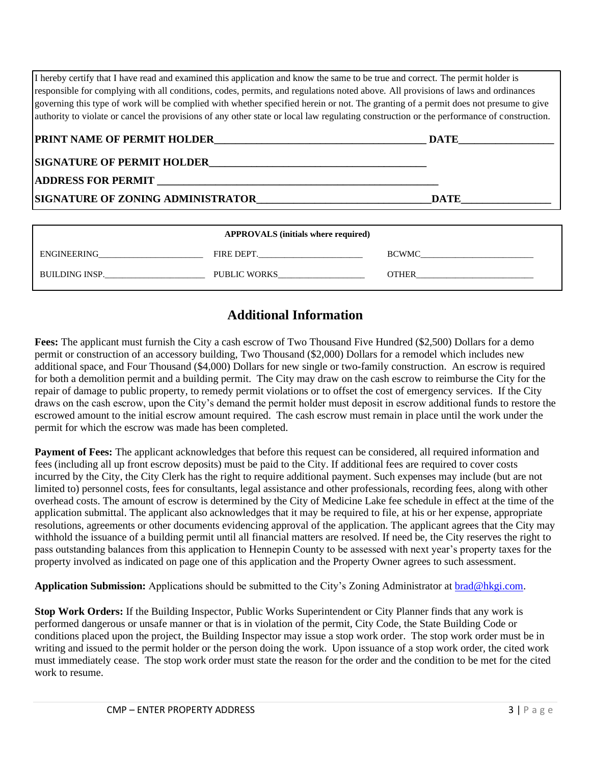I hereby certify that I have read and examined this application and know the same to be true and correct. The permit holder is responsible for complying with all conditions, codes, permits, and regulations noted above. All provisions of laws and ordinances governing this type of work will be complied with whether specified herein or not. The granting of a permit does not presume to give authority to violate or cancel the provisions of any other state or local law regulating construction or the performance of construction.

**PRINT NAME OF PERMIT HOLDER_______________________________________ DATE_________________**

**SIGNATURE OF PERMIT HOLDER_______________________________________**

**ADDRESS FOR PERMIT _____________________________________________________**

**SIGNATURE OF ZONING ADMINISTRATOR_______________________________DATE________________**

**APPROVALS (initials where required)**

| | | |
|---|---|---|
| ENGINEERING______________________ | FIRE DEPT.______________________ | BCWMC________________________ |
| BUILDING INSP.____________________ | PUBLIC WORKS__________________ | OTHER_________________________ |

## Additional Information

**Fees:** The applicant must furnish the City a cash escrow of Two Thousand Five Hundred ($2,500) Dollars for a demo permit or construction of an accessory building, Two Thousand ($2,000) Dollars for a remodel which includes new additional space, and Four Thousand ($4,000) Dollars for new single or two-family construction. An escrow is required for both a demolition permit and a building permit. The City may draw on the cash escrow to reimburse the City for the repair of damage to public property, to remedy permit violations or to offset the cost of emergency services. If the City draws on the cash escrow, upon the City's demand the permit holder must deposit in escrow additional funds to restore the escrowed amount to the initial escrow amount required. The cash escrow must remain in place until the work under the permit for which the escrow was made has been completed.

**Payment of Fees:** The applicant acknowledges that before this request can be considered, all required information and fees (including all up front escrow deposits) must be paid to the City. If additional fees are required to cover costs incurred by the City, the City Clerk has the right to require additional payment. Such expenses may include (but are not limited to) personnel costs, fees for consultants, legal assistance and other professionals, recording fees, along with other overhead costs. The amount of escrow is determined by the City of Medicine Lake fee schedule in effect at the time of the application submittal. The applicant also acknowledges that it may be required to file, at his or her expense, appropriate resolutions, agreements or other documents evidencing approval of the application. The applicant agrees that the City may withhold the issuance of a building permit until all financial matters are resolved. If need be, the City reserves the right to pass outstanding balances from this application to Hennepin County to be assessed with next year's property taxes for the property involved as indicated on page one of this application and the Property Owner agrees to such assessment.

**Application Submission:** Applications should be submitted to the City's Zoning Administrator at brad@hkgi.com.

**Stop Work Orders:** If the Building Inspector, Public Works Superintendent or City Planner finds that any work is performed dangerous or unsafe manner or that is in violation of the permit, City Code, the State Building Code or conditions placed upon the project, the Building Inspector may issue a stop work order. The stop work order must be in writing and issued to the permit holder or the person doing the work. Upon issuance of a stop work order, the cited work must immediately cease. The stop work order must state the reason for the order and the condition to be met for the cited work to resume.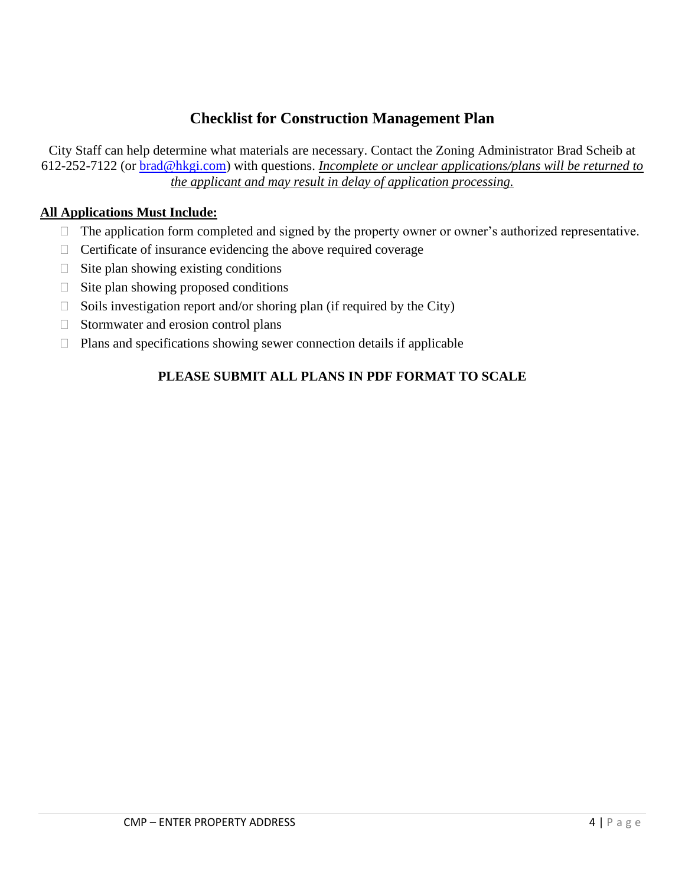# Checklist for Construction Management Plan

City Staff can help determine what materials are necessary. Contact the Zoning Administrator Brad Scheib at 612-252-7122 (or brad@hkgi.com) with questions. ***Incomplete or unclear applications/plans will be returned to the applicant and may result in delay of application processing.***

**All Applications Must Include:**

- ☐ The application form completed and signed by the property owner or owner's authorized representative.
- ☐ Certificate of insurance evidencing the above required coverage
- ☐ Site plan showing existing conditions
- ☐ Site plan showing proposed conditions
- ☐ Soils investigation report and/or shoring plan (if required by the City)
- ☐ Stormwater and erosion control plans
- ☐ Plans and specifications showing sewer connection details if applicable

**PLEASE SUBMIT ALL PLANS IN PDF FORMAT TO SCALE**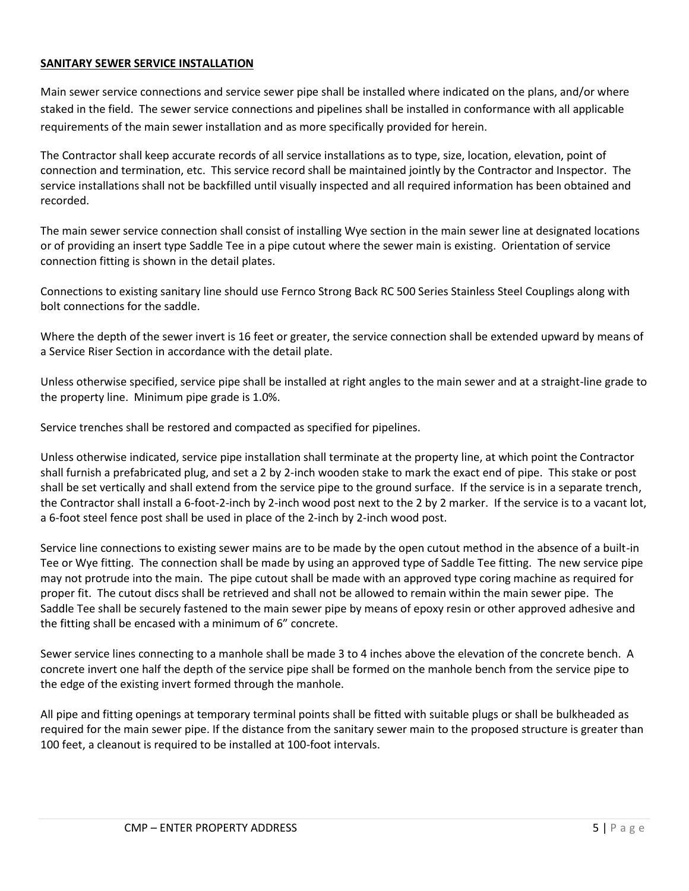## SANITARY SEWER SERVICE INSTALLATION

Main sewer service connections and service sewer pipe shall be installed where indicated on the plans, and/or where staked in the field. The sewer service connections and pipelines shall be installed in conformance with all applicable requirements of the main sewer installation and as more specifically provided for herein.

The Contractor shall keep accurate records of all service installations as to type, size, location, elevation, point of connection and termination, etc. This service record shall be maintained jointly by the Contractor and Inspector. The service installations shall not be backfilled until visually inspected and all required information has been obtained and recorded.

The main sewer service connection shall consist of installing Wye section in the main sewer line at designated locations or of providing an insert type Saddle Tee in a pipe cutout where the sewer main is existing. Orientation of service connection fitting is shown in the detail plates.

Connections to existing sanitary line should use Fernco Strong Back RC 500 Series Stainless Steel Couplings along with bolt connections for the saddle.

Where the depth of the sewer invert is 16 feet or greater, the service connection shall be extended upward by means of a Service Riser Section in accordance with the detail plate.

Unless otherwise specified, service pipe shall be installed at right angles to the main sewer and at a straight-line grade to the property line. Minimum pipe grade is 1.0%.

Service trenches shall be restored and compacted as specified for pipelines.

Unless otherwise indicated, service pipe installation shall terminate at the property line, at which point the Contractor shall furnish a prefabricated plug, and set a 2 by 2-inch wooden stake to mark the exact end of pipe. This stake or post shall be set vertically and shall extend from the service pipe to the ground surface. If the service is in a separate trench, the Contractor shall install a 6-foot-2-inch by 2-inch wood post next to the 2 by 2 marker. If the service is to a vacant lot, a 6-foot steel fence post shall be used in place of the 2-inch by 2-inch wood post.

Service line connections to existing sewer mains are to be made by the open cutout method in the absence of a built-in Tee or Wye fitting. The connection shall be made by using an approved type of Saddle Tee fitting. The new service pipe may not protrude into the main. The pipe cutout shall be made with an approved type coring machine as required for proper fit. The cutout discs shall be retrieved and shall not be allowed to remain within the main sewer pipe. The Saddle Tee shall be securely fastened to the main sewer pipe by means of epoxy resin or other approved adhesive and the fitting shall be encased with a minimum of 6" concrete.

Sewer service lines connecting to a manhole shall be made 3 to 4 inches above the elevation of the concrete bench. A concrete invert one half the depth of the service pipe shall be formed on the manhole bench from the service pipe to the edge of the existing invert formed through the manhole.

All pipe and fitting openings at temporary terminal points shall be fitted with suitable plugs or shall be bulkheaded as required for the main sewer pipe. If the distance from the sanitary sewer main to the proposed structure is greater than 100 feet, a cleanout is required to be installed at 100-foot intervals.